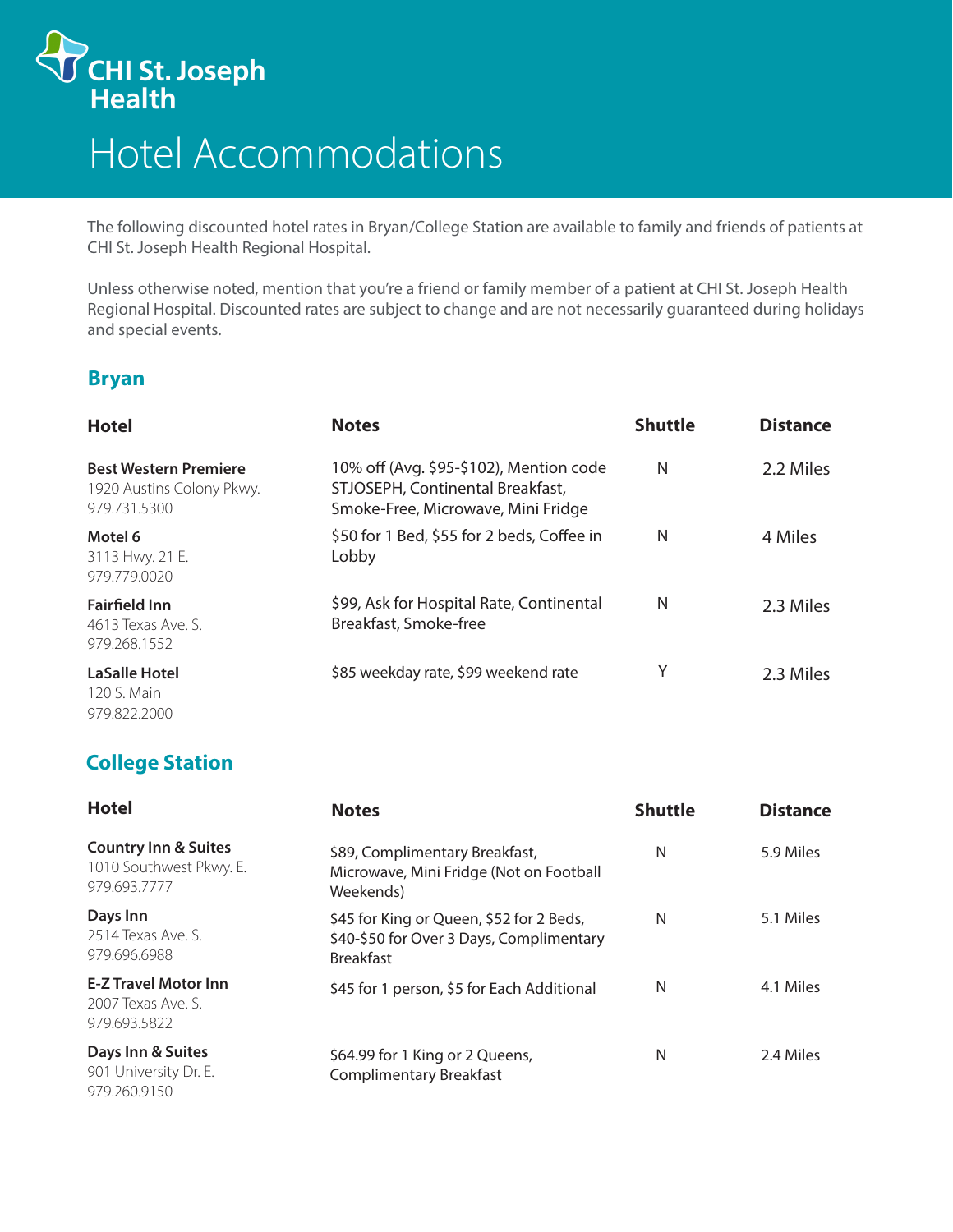CHI St. Joseph Health

# Hotel Accommodations

The following discounted hotel rates in Bryan/College Station are available to family and friends of patients at CHI St. Joseph Health Regional Hospital.

Unless otherwise noted, mention that you're a friend or family member of a patient at CHI St. Joseph Health Regional Hospital. Discounted rates are subject to change and are not necessarily guaranteed during holidays and special events.

## Bryan

| Hotel | Notes | Shuttle | Distance |
|---|---|---|---|
| **Best Western Premiere**<br>1920 Austins Colony Pkwy.<br>979.731.5300 | 10% off (Avg. $95-$102), Mention code STJOSEPH, Continental Breakfast, Smoke-Free, Microwave, Mini Fridge | N | 2.2 Miles |
| **Motel 6**<br>3113 Hwy. 21 E.<br>979.779.0020 | $50 for 1 Bed, $55 for 2 beds, Coffee in Lobby | N | 4 Miles |
| **Fairfield Inn**<br>4613 Texas Ave. S.<br>979.268.1552 | $99, Ask for Hospital Rate, Continental Breakfast, Smoke-free | N | 2.3 Miles |
| **LaSalle Hotel**<br>120 S. Main<br>979.822.2000 | $85 weekday rate, $99 weekend rate | Y | 2.3 Miles |

## College Station

| Hotel | Notes | Shuttle | Distance |
|---|---|---|---|
| **Country Inn & Suites**<br>1010 Southwest Pkwy. E.<br>979.693.7777 | $89, Complimentary Breakfast, Microwave, Mini Fridge (Not on Football Weekends) | N | 5.9 Miles |
| **Days Inn**<br>2514 Texas Ave. S.<br>979.696.6988 | $45 for King or Queen, $52 for 2 Beds, $40-$50 for Over 3 Days, Complimentary Breakfast | N | 5.1 Miles |
| **E-Z Travel Motor Inn**<br>2007 Texas Ave. S.<br>979.693.5822 | $45 for 1 person, $5 for Each Additional | N | 4.1 Miles |
| **Days Inn & Suites**<br>901 University Dr. E.<br>979.260.9150 | $64.99 for 1 King or 2 Queens, Complimentary Breakfast | N | 2.4 Miles |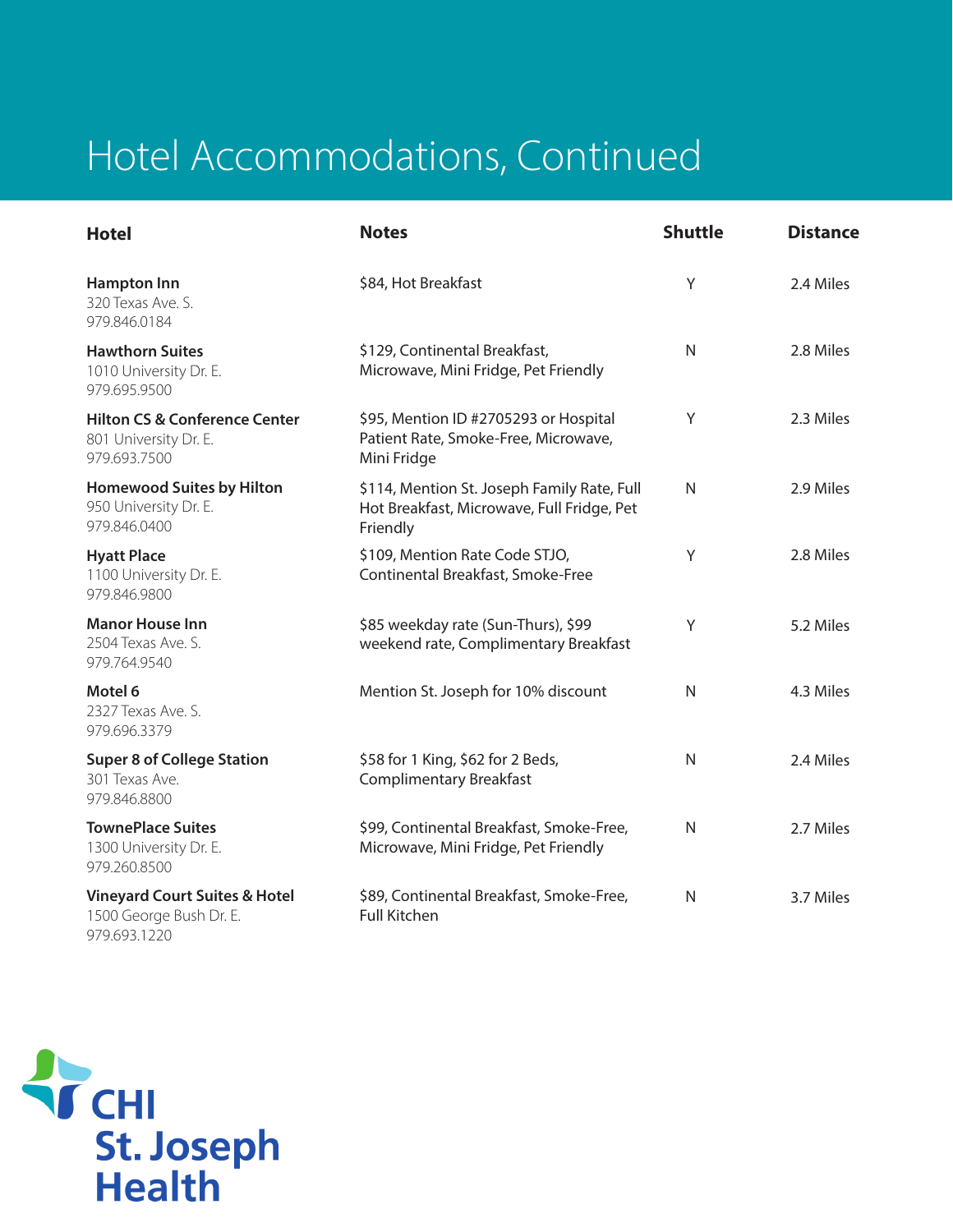# Hotel Accommodations, Continued

| Hotel | Notes | Shuttle | Distance |
|---|---|---|---|
| **Hampton Inn**<br>320 Texas Ave. S.<br>979.846.0184 | $84, Hot Breakfast | Y | 2.4 Miles |
| **Hawthorn Suites**<br>1010 University Dr. E.<br>979.695.9500 | $129, Continental Breakfast, Microwave, Mini Fridge, Pet Friendly | N | 2.8 Miles |
| **Hilton CS & Conference Center**<br>801 University Dr. E.<br>979.693.7500 | $95, Mention ID #2705293 or Hospital Patient Rate, Smoke-Free, Microwave, Mini Fridge | Y | 2.3 Miles |
| **Homewood Suites by Hilton**<br>950 University Dr. E.<br>979.846.0400 | $114, Mention St. Joseph Family Rate, Full Hot Breakfast, Microwave, Full Fridge, Pet Friendly | N | 2.9 Miles |
| **Hyatt Place**<br>1100 University Dr. E.<br>979.846.9800 | $109, Mention Rate Code STJO, Continental Breakfast, Smoke-Free | Y | 2.8 Miles |
| **Manor House Inn**<br>2504 Texas Ave. S.<br>979.764.9540 | $85 weekday rate (Sun-Thurs), $99 weekend rate, Complimentary Breakfast | Y | 5.2 Miles |
| **Motel 6**<br>2327 Texas Ave. S.<br>979.696.3379 | Mention St. Joseph for 10% discount | N | 4.3 Miles |
| **Super 8 of College Station**<br>301 Texas Ave.<br>979.846.8800 | $58 for 1 King, $62 for 2 Beds, Complimentary Breakfast | N | 2.4 Miles |
| **TownePlace Suites**<br>1300 University Dr. E.<br>979.260.8500 | $99, Continental Breakfast, Smoke-Free, Microwave, Mini Fridge, Pet Friendly | N | 2.7 Miles |
| **Vineyard Court Suites & Hotel**<br>1500 George Bush Dr. E.<br>979.693.1220 | $89, Continental Breakfast, Smoke-Free, Full Kitchen | N | 3.7 Miles |

CHI St. Joseph Health